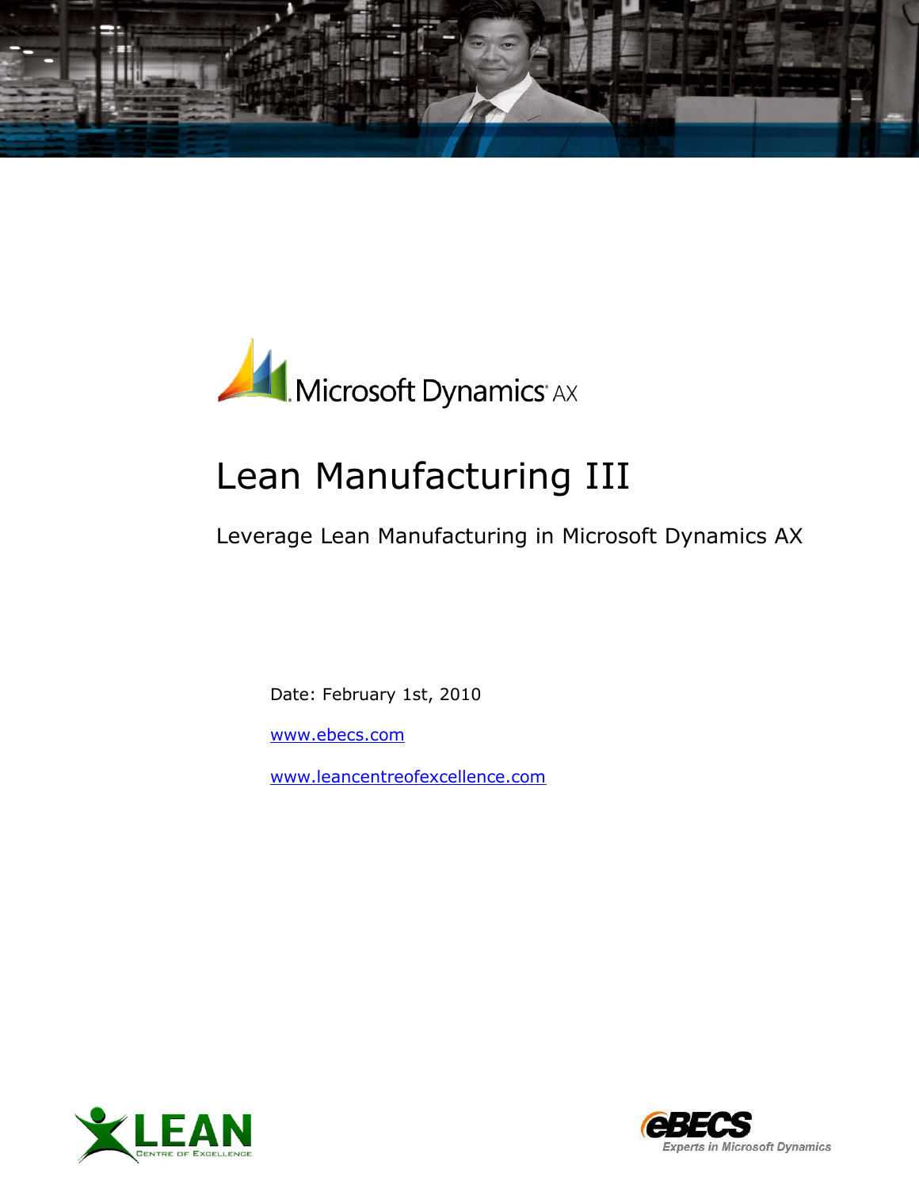Microsoft Dynamics AX

# Lean Manufacturing III

Leverage Lean Manufacturing in Microsoft Dynamics AX

Date: February 1st, 2010

www.ebecs.com

www.leancentreofexcellence.com

LEAN Centre of Excellence

eBECS Experts in Microsoft Dynamics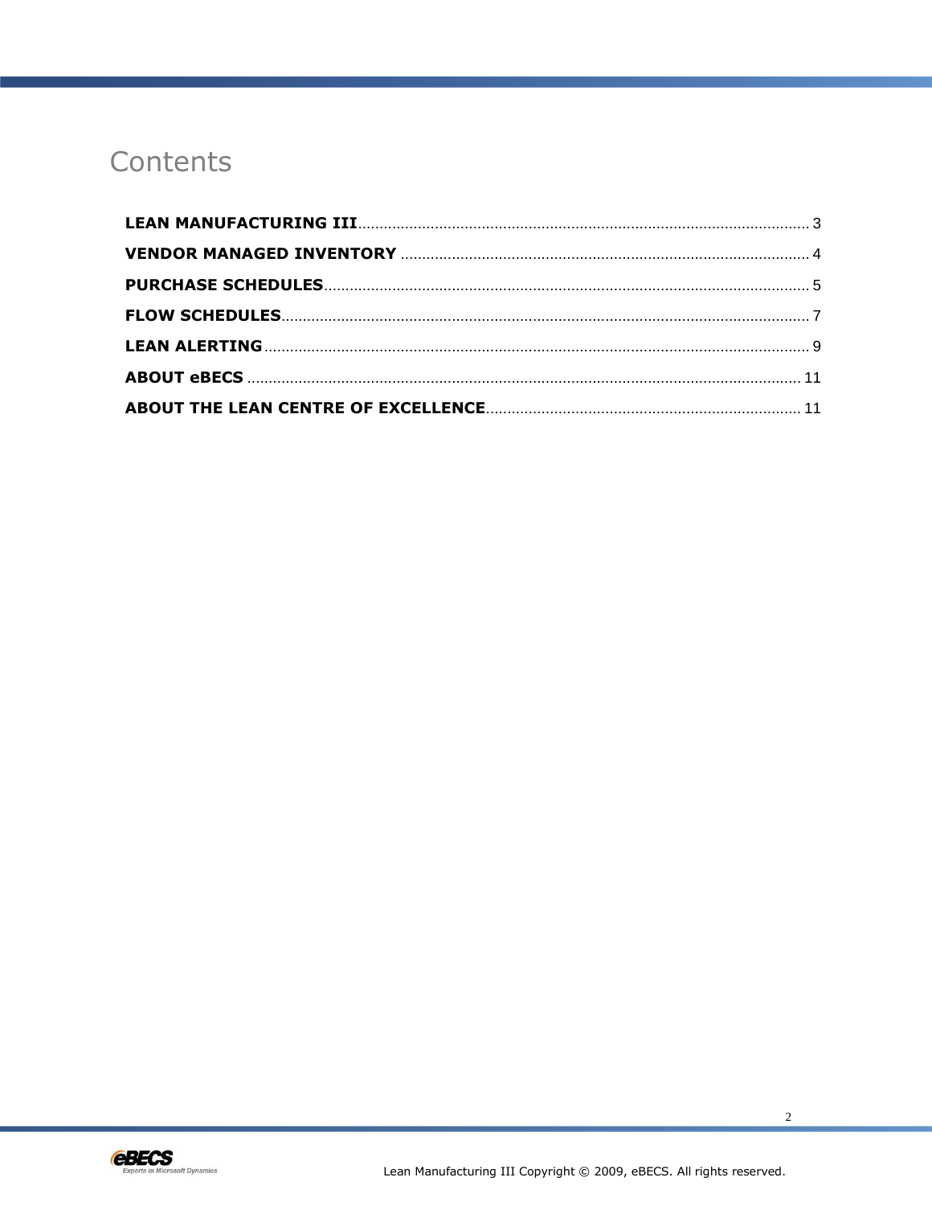# Contents

| | |
|---|---|
| **LEAN MANUFACTURING III** | 3 |
| **VENDOR MANAGED INVENTORY** | 4 |
| **PURCHASE SCHEDULES** | 5 |
| **FLOW SCHEDULES** | 7 |
| **LEAN ALERTING** | 9 |
| **ABOUT eBECS** | 11 |
| **ABOUT THE LEAN CENTRE OF EXCELLENCE** | 11 |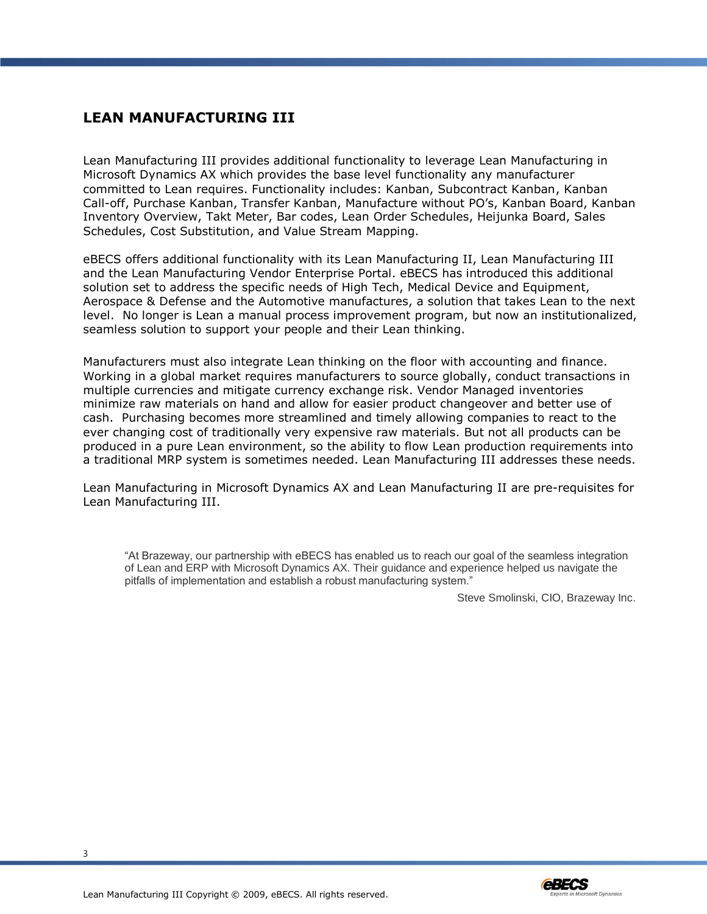## LEAN MANUFACTURING III

Lean Manufacturing III provides additional functionality to leverage Lean Manufacturing in Microsoft Dynamics AX which provides the base level functionality any manufacturer committed to Lean requires. Functionality includes: Kanban, Subcontract Kanban, Kanban Call-off, Purchase Kanban, Transfer Kanban, Manufacture without PO's, Kanban Board, Kanban Inventory Overview, Takt Meter, Bar codes, Lean Order Schedules, Heijunka Board, Sales Schedules, Cost Substitution, and Value Stream Mapping.

eBECS offers additional functionality with its Lean Manufacturing II, Lean Manufacturing III and the Lean Manufacturing Vendor Enterprise Portal. eBECS has introduced this additional solution set to address the specific needs of High Tech, Medical Device and Equipment, Aerospace & Defense and the Automotive manufactures, a solution that takes Lean to the next level. No longer is Lean a manual process improvement program, but now an institutionalized, seamless solution to support your people and their Lean thinking.

Manufacturers must also integrate Lean thinking on the floor with accounting and finance. Working in a global market requires manufacturers to source globally, conduct transactions in multiple currencies and mitigate currency exchange risk. Vendor Managed inventories minimize raw materials on hand and allow for easier product changeover and better use of cash. Purchasing becomes more streamlined and timely allowing companies to react to the ever changing cost of traditionally very expensive raw materials. But not all products can be produced in a pure Lean environment, so the ability to flow Lean production requirements into a traditional MRP system is sometimes needed. Lean Manufacturing III addresses these needs.

Lean Manufacturing in Microsoft Dynamics AX and Lean Manufacturing II are pre-requisites for Lean Manufacturing III.

> "At Brazeway, our partnership with eBECS has enabled us to reach our goal of the seamless integration of Lean and ERP with Microsoft Dynamics AX. Their guidance and experience helped us navigate the pitfalls of implementation and establish a robust manufacturing system."
>
> Steve Smolinski, CIO, Brazeway Inc.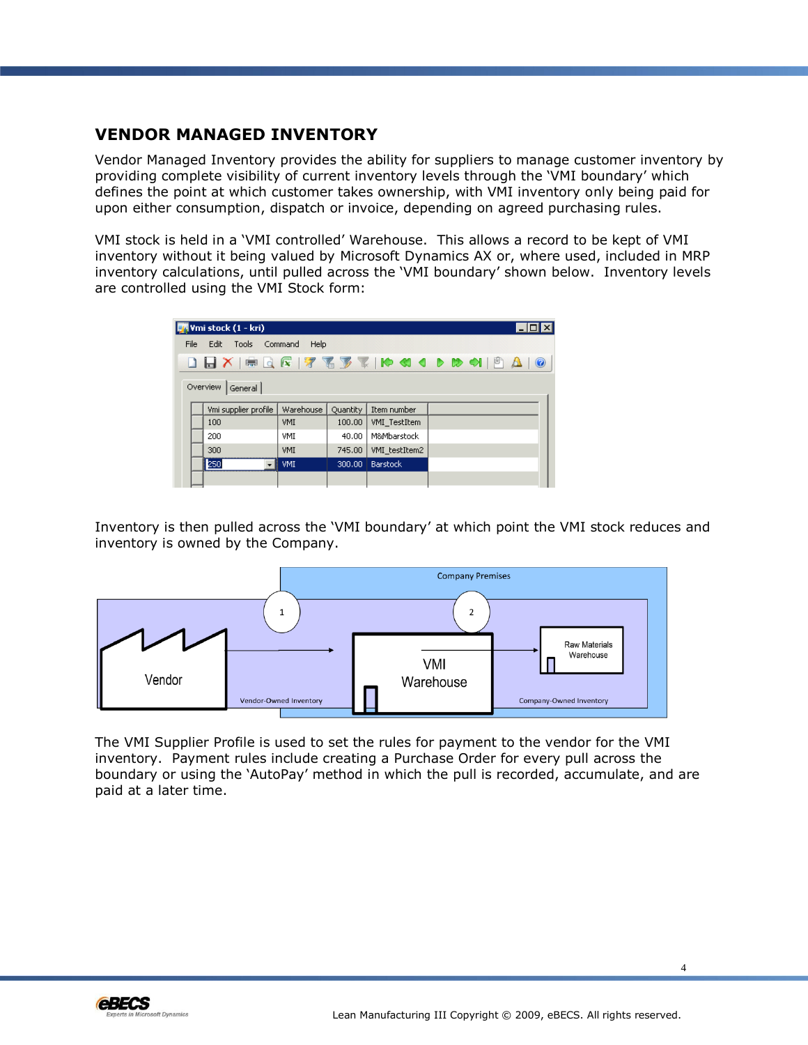## VENDOR MANAGED INVENTORY

Vendor Managed Inventory provides the ability for suppliers to manage customer inventory by providing complete visibility of current inventory levels through the 'VMI boundary' which defines the point at which customer takes ownership, with VMI inventory only being paid for upon either consumption, dispatch or invoice, depending on agreed purchasing rules.

VMI stock is held in a 'VMI controlled' Warehouse. This allows a record to be kept of VMI inventory without it being valued by Microsoft Dynamics AX or, where used, included in MRP inventory calculations, until pulled across the 'VMI boundary' shown below. Inventory levels are controlled using the VMI Stock form:

Inventory is then pulled across the 'VMI boundary' at which point the VMI stock reduces and inventory is owned by the Company.

The VMI Supplier Profile is used to set the rules for payment to the vendor for the VMI inventory. Payment rules include creating a Purchase Order for every pull across the boundary or using the 'AutoPay' method in which the pull is recorded, accumulate, and are paid at a later time.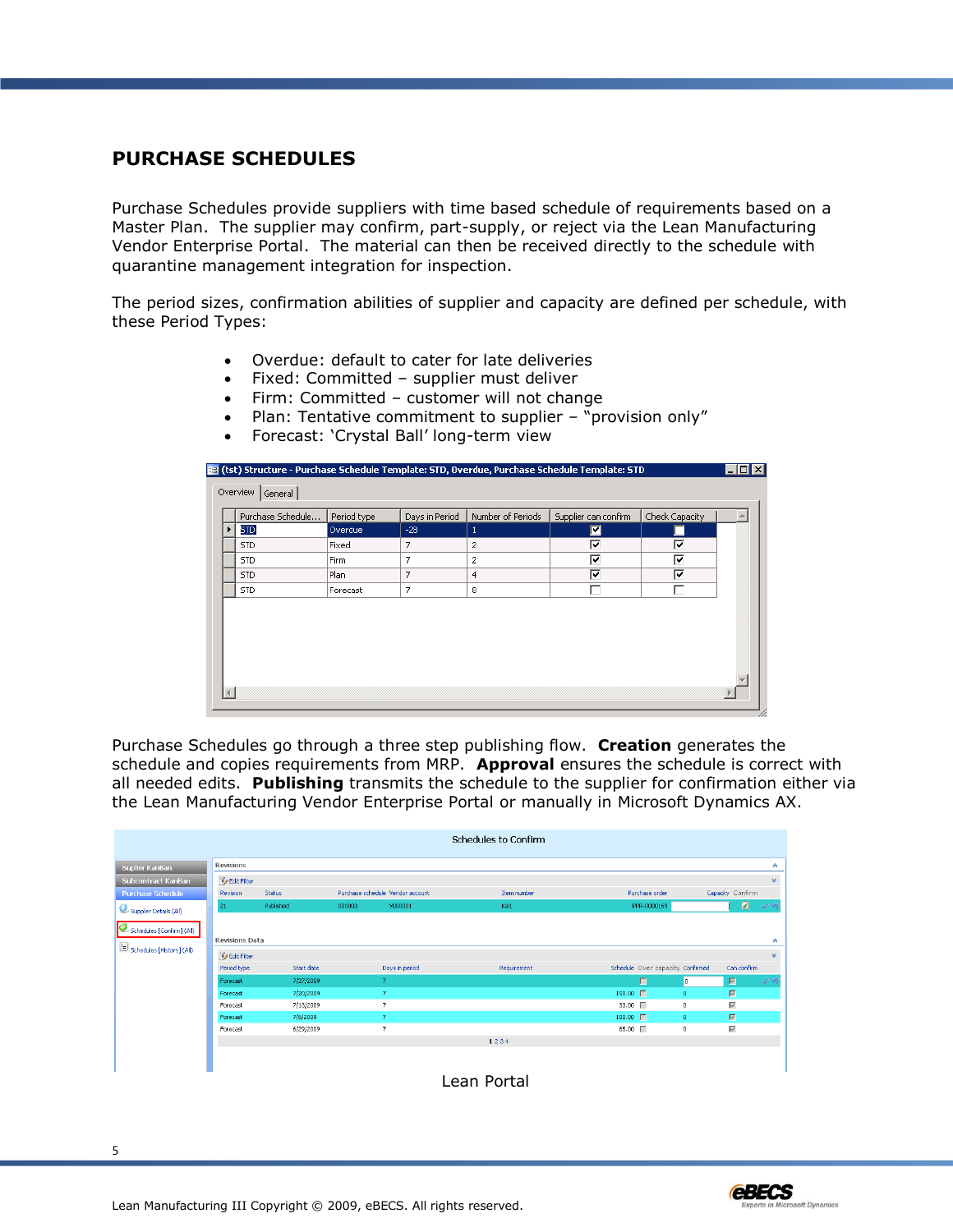# PURCHASE SCHEDULES

Purchase Schedules provide suppliers with time based schedule of requirements based on a Master Plan. The supplier may confirm, part-supply, or reject via the Lean Manufacturing Vendor Enterprise Portal. The material can then be received directly to the schedule with quarantine management integration for inspection.

The period sizes, confirmation abilities of supplier and capacity are defined per schedule, with these Period Types:

- Overdue: default to cater for late deliveries
- Fixed: Committed – supplier must deliver
- Firm: Committed – customer will not change
- Plan: Tentative commitment to supplier – "provision only"
- Forecast: 'Crystal Ball' long-term view

(tst) Structure - Purchase Schedule Template: STD, Overdue, Purchase Schedule Template: STD

| Purchase Schedule... | Period type | Days in Period | Number of Periods | Supplier can confirm | Check Capacity |
|---|---|---|---|---|---|
| STD | Overdue | -23 | 1 | ☑ | ☐ |
| STD | Fixed | 7 | 2 | ☑ | ☑ |
| STD | Firm | 7 | 2 | ☑ | ☑ |
| STD | Plan | 7 | 4 | ☑ | ☑ |
| STD | Forecast | 7 | 8 | ☐ | ☐ |

Purchase Schedules go through a three step publishing flow. **Creation** generates the schedule and copies requirements from MRP. **Approval** ensures the schedule is correct with all needed edits. **Publishing** transmits the schedule to the supplier for confirmation either via the Lean Manufacturing Vendor Enterprise Portal or manually in Microsoft Dynamics AX.

Lean Portal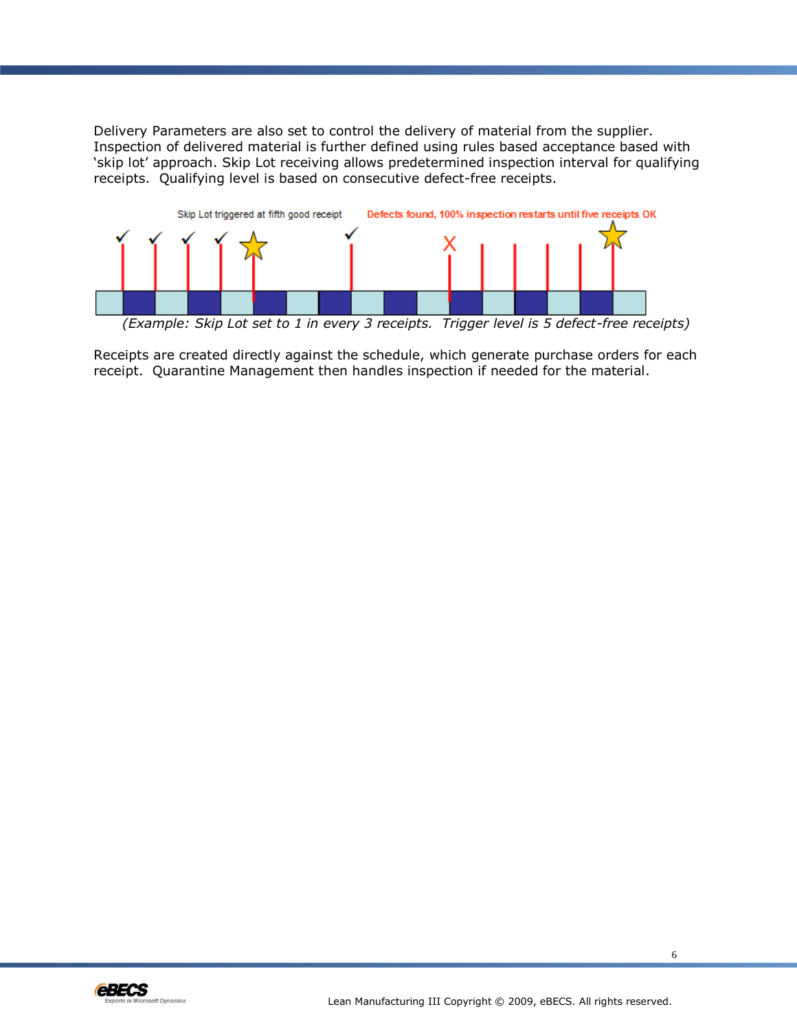Delivery Parameters are also set to control the delivery of material from the supplier. Inspection of delivered material is further defined using rules based acceptance based with 'skip lot' approach. Skip Lot receiving allows predetermined inspection interval for qualifying receipts. Qualifying level is based on consecutive defect-free receipts.

Skip Lot triggered at fifth good receipt

Defects found, 100% inspection restarts until five receipts OK

*(Example: Skip Lot set to 1 in every 3 receipts. Trigger level is 5 defect-free receipts)*

Receipts are created directly against the schedule, which generate purchase orders for each receipt. Quarantine Management then handles inspection if needed for the material.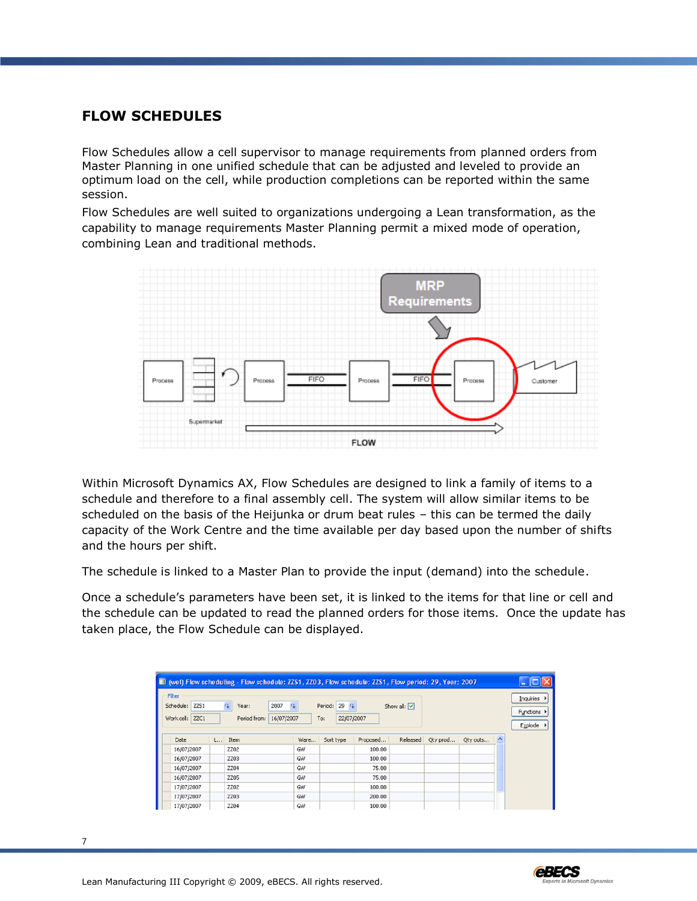## FLOW SCHEDULES

Flow Schedules allow a cell supervisor to manage requirements from planned orders from Master Planning in one unified schedule that can be adjusted and leveled to provide an optimum load on the cell, while production completions can be reported within the same session.

Flow Schedules are well suited to organizations undergoing a Lean transformation, as the capability to manage requirements Master Planning permit a mixed mode of operation, combining Lean and traditional methods.

Within Microsoft Dynamics AX, Flow Schedules are designed to link a family of items to a schedule and therefore to a final assembly cell. The system will allow similar items to be scheduled on the basis of the Heijunka or drum beat rules – this can be termed the daily capacity of the Work Centre and the time available per day based upon the number of shifts and the hours per shift.

The schedule is linked to a Master Plan to provide the input (demand) into the schedule.

Once a schedule's parameters have been set, it is linked to the items for that line or cell and the schedule can be updated to read the planned orders for those items. Once the update has taken place, the Flow Schedule can be displayed.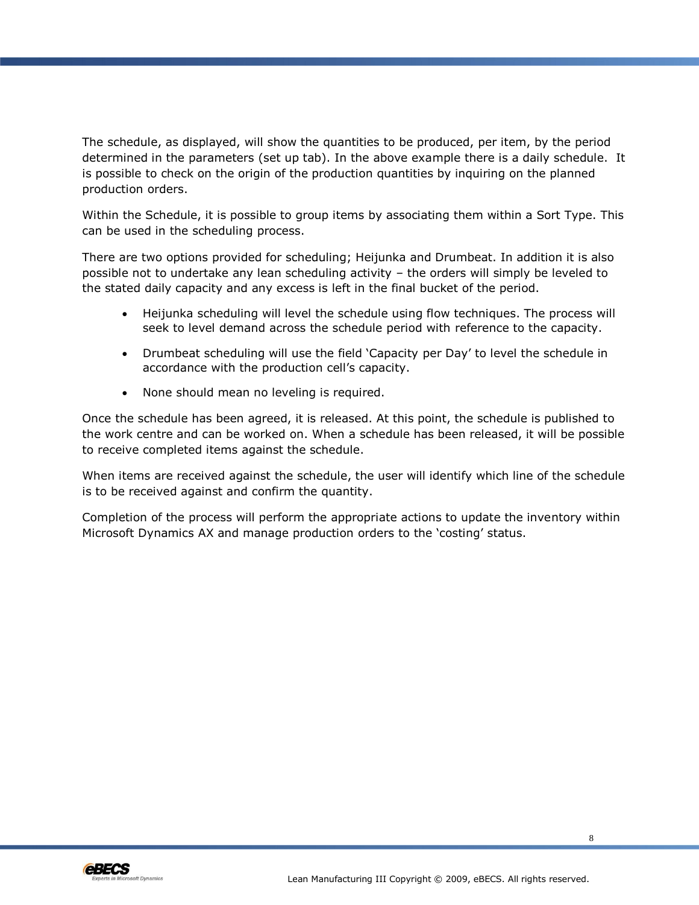The schedule, as displayed, will show the quantities to be produced, per item, by the period determined in the parameters (set up tab). In the above example there is a daily schedule.  It is possible to check on the origin of the production quantities by inquiring on the planned production orders.

Within the Schedule, it is possible to group items by associating them within a Sort Type. This can be used in the scheduling process.

There are two options provided for scheduling; Heijunka and Drumbeat. In addition it is also possible not to undertake any lean scheduling activity – the orders will simply be leveled to the stated daily capacity and any excess is left in the final bucket of the period.

- Heijunka scheduling will level the schedule using flow techniques. The process will seek to level demand across the schedule period with reference to the capacity.
- Drumbeat scheduling will use the field 'Capacity per Day' to level the schedule in accordance with the production cell's capacity.
- None should mean no leveling is required.

Once the schedule has been agreed, it is released. At this point, the schedule is published to the work centre and can be worked on. When a schedule has been released, it will be possible to receive completed items against the schedule.

When items are received against the schedule, the user will identify which line of the schedule is to be received against and confirm the quantity.

Completion of the process will perform the appropriate actions to update the inventory within Microsoft Dynamics AX and manage production orders to the 'costing' status.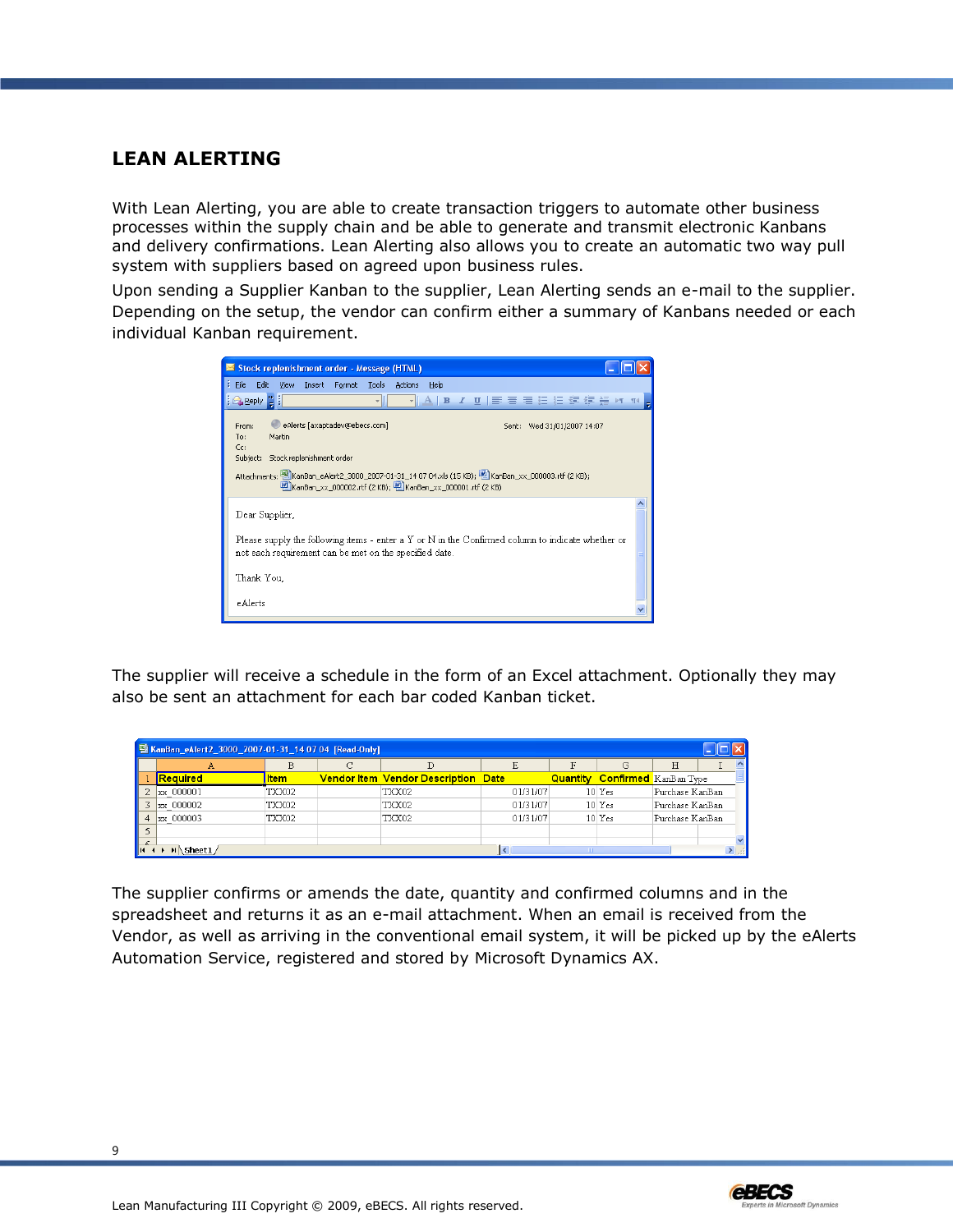## LEAN ALERTING

With Lean Alerting, you are able to create transaction triggers to automate other business processes within the supply chain and be able to generate and transmit electronic Kanbans and delivery confirmations. Lean Alerting also allows you to create an automatic two way pull system with suppliers based on agreed upon business rules.

Upon sending a Supplier Kanban to the supplier, Lean Alerting sends an e-mail to the supplier. Depending on the setup, the vendor can confirm either a summary of Kanbans needed or each individual Kanban requirement.

The supplier will receive a schedule in the form of an Excel attachment. Optionally they may also be sent an attachment for each bar coded Kanban ticket.

The supplier confirms or amends the date, quantity and confirmed columns and in the spreadsheet and returns it as an e-mail attachment. When an email is received from the Vendor, as well as arriving in the conventional email system, it will be picked up by the eAlerts Automation Service, registered and stored by Microsoft Dynamics AX.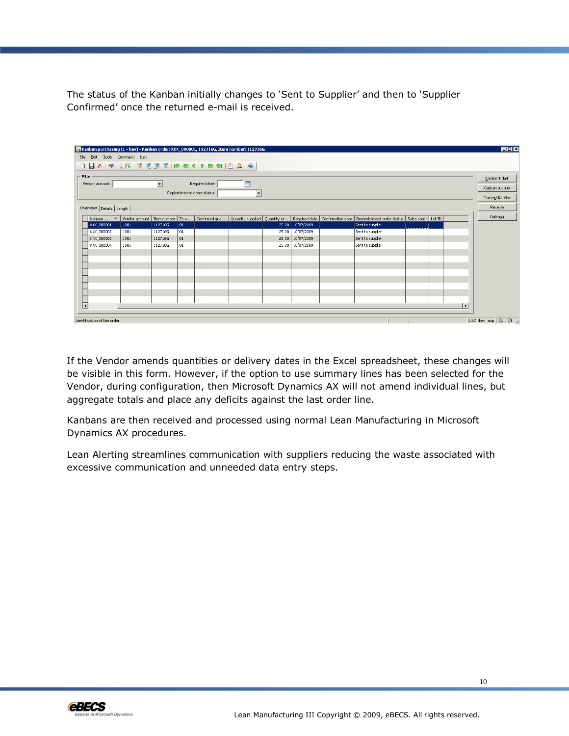The status of the Kanban initially changes to 'Sent to Supplier' and then to 'Supplier Confirmed' once the returned e-mail is received.

If the Vendor amends quantities or delivery dates in the Excel spreadsheet, these changes will be visible in this form. However, if the option to use summary lines has been selected for the Vendor, during configuration, then Microsoft Dynamics AX will not amend individual lines, but aggregate totals and place any deficits against the last order line.

Kanbans are then received and processed using normal Lean Manufacturing in Microsoft Dynamics AX procedures.

Lean Alerting streamlines communication with suppliers reducing the waste associated with excessive communication and unneeded data entry steps.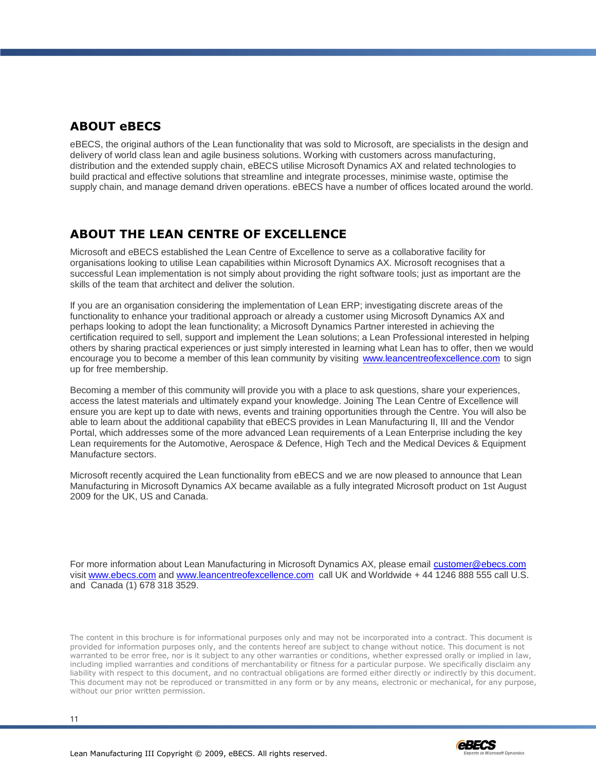## ABOUT eBECS

eBECS, the original authors of the Lean functionality that was sold to Microsoft, are specialists in the design and delivery of world class lean and agile business solutions. Working with customers across manufacturing, distribution and the extended supply chain, eBECS utilise Microsoft Dynamics AX and related technologies to build practical and effective solutions that streamline and integrate processes, minimise waste, optimise the supply chain, and manage demand driven operations. eBECS have a number of offices located around the world.

## ABOUT THE LEAN CENTRE OF EXCELLENCE

Microsoft and eBECS established the Lean Centre of Excellence to serve as a collaborative facility for organisations looking to utilise Lean capabilities within Microsoft Dynamics AX. Microsoft recognises that a successful Lean implementation is not simply about providing the right software tools; just as important are the skills of the team that architect and deliver the solution.

If you are an organisation considering the implementation of Lean ERP; investigating discrete areas of the functionality to enhance your traditional approach or already a customer using Microsoft Dynamics AX and perhaps looking to adopt the lean functionality; a Microsoft Dynamics Partner interested in achieving the certification required to sell, support and implement the Lean solutions; a Lean Professional interested in helping others by sharing practical experiences or just simply interested in learning what Lean has to offer, then we would encourage you to become a member of this lean community by visiting www.leancentreofexcellence.com to sign up for free membership.

Becoming a member of this community will provide you with a place to ask questions, share your experiences, access the latest materials and ultimately expand your knowledge. Joining The Lean Centre of Excellence will ensure you are kept up to date with news, events and training opportunities through the Centre. You will also be able to learn about the additional capability that eBECS provides in Lean Manufacturing II, III and the Vendor Portal, which addresses some of the more advanced Lean requirements of a Lean Enterprise including the key Lean requirements for the Automotive, Aerospace & Defence, High Tech and the Medical Devices & Equipment Manufacture sectors.

Microsoft recently acquired the Lean functionality from eBECS and we are now pleased to announce that Lean Manufacturing in Microsoft Dynamics AX became available as a fully integrated Microsoft product on 1st August 2009 for the UK, US and Canada.

For more information about Lean Manufacturing in Microsoft Dynamics AX, please email customer@ebecs.com visit www.ebecs.com and www.leancentreofexcellence.com call UK and Worldwide + 44 1246 888 555 call U.S. and Canada (1) 678 318 3529.

The content in this brochure is for informational purposes only and may not be incorporated into a contract. This document is provided for information purposes only, and the contents hereof are subject to change without notice. This document is not warranted to be error free, nor is it subject to any other warranties or conditions, whether expressed orally or implied in law, including implied warranties and conditions of merchantability or fitness for a particular purpose. We specifically disclaim any liability with respect to this document, and no contractual obligations are formed either directly or indirectly by this document. This document may not be reproduced or transmitted in any form or by any means, electronic or mechanical, for any purpose, without our prior written permission.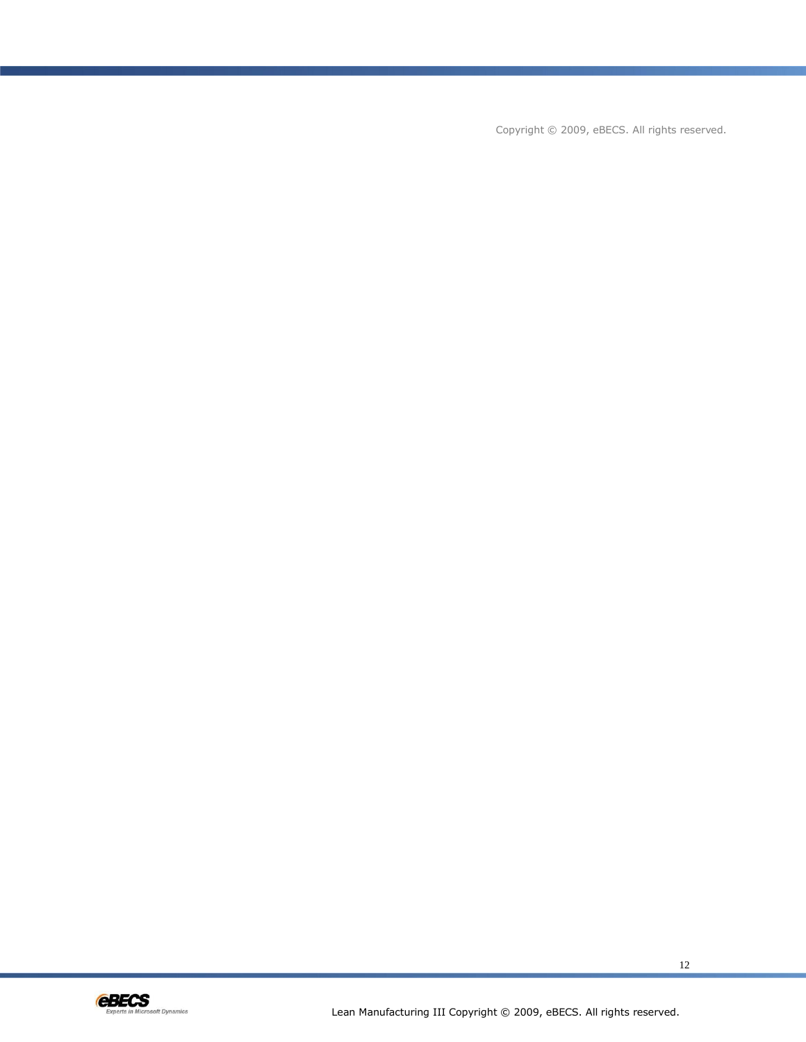Copyright © 2009, eBECS. All rights reserved.